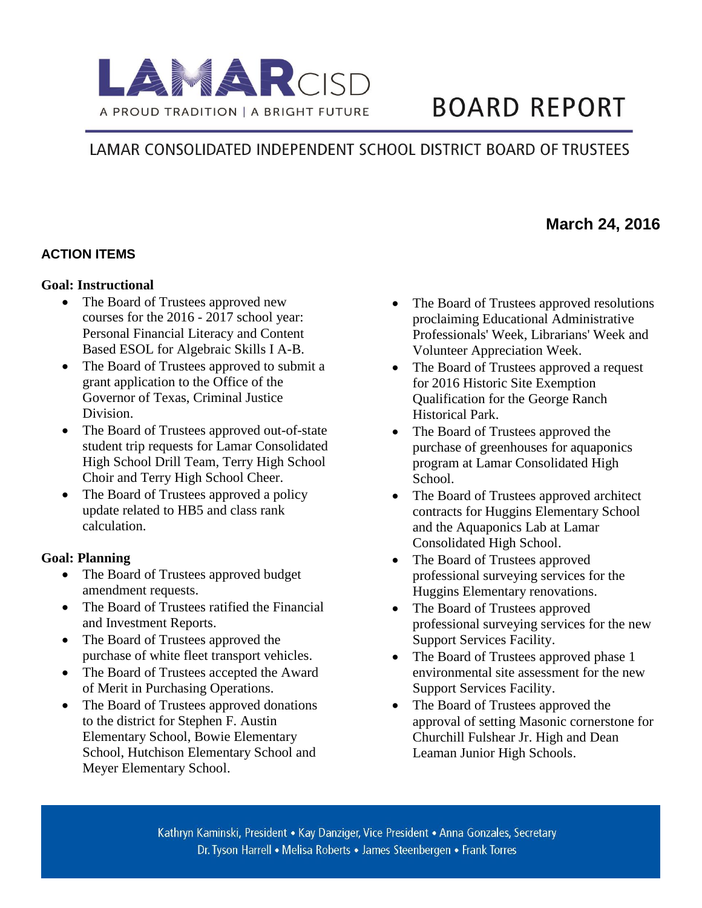# LAMAR CISD

A PROUD TRADITION | A BRIGHT FUTURE

# BOARD REPORT

## LAMAR CONSOLIDATED INDEPENDENT SCHOOL DISTRICT BOARD OF TRUSTEES

**March 24, 2016**

## ACTION ITEMS

### Goal: Instructional

- The Board of Trustees approved new courses for the 2016 - 2017 school year: Personal Financial Literacy and Content Based ESOL for Algebraic Skills I A-B.
- The Board of Trustees approved to submit a grant application to the Office of the Governor of Texas, Criminal Justice Division.
- The Board of Trustees approved out-of-state student trip requests for Lamar Consolidated High School Drill Team, Terry High School Choir and Terry High School Cheer.
- The Board of Trustees approved a policy update related to HB5 and class rank calculation.

### Goal: Planning

- The Board of Trustees approved budget amendment requests.
- The Board of Trustees ratified the Financial and Investment Reports.
- The Board of Trustees approved the purchase of white fleet transport vehicles.
- The Board of Trustees accepted the Award of Merit in Purchasing Operations.
- The Board of Trustees approved donations to the district for Stephen F. Austin Elementary School, Bowie Elementary School, Hutchison Elementary School and Meyer Elementary School.
- The Board of Trustees approved resolutions proclaiming Educational Administrative Professionals' Week, Librarians' Week and Volunteer Appreciation Week.
- The Board of Trustees approved a request for 2016 Historic Site Exemption Qualification for the George Ranch Historical Park.
- The Board of Trustees approved the purchase of greenhouses for aquaponics program at Lamar Consolidated High School.
- The Board of Trustees approved architect contracts for Huggins Elementary School and the Aquaponics Lab at Lamar Consolidated High School.
- The Board of Trustees approved professional surveying services for the Huggins Elementary renovations.
- The Board of Trustees approved professional surveying services for the new Support Services Facility.
- The Board of Trustees approved phase 1 environmental site assessment for the new Support Services Facility.
- The Board of Trustees approved the approval of setting Masonic cornerstone for Churchill Fulshear Jr. High and Dean Leaman Junior High Schools.

Kathryn Kaminski, President • Kay Danziger, Vice President • Anna Gonzales, Secretary
Dr. Tyson Harrell • Melisa Roberts • James Steenbergen • Frank Torres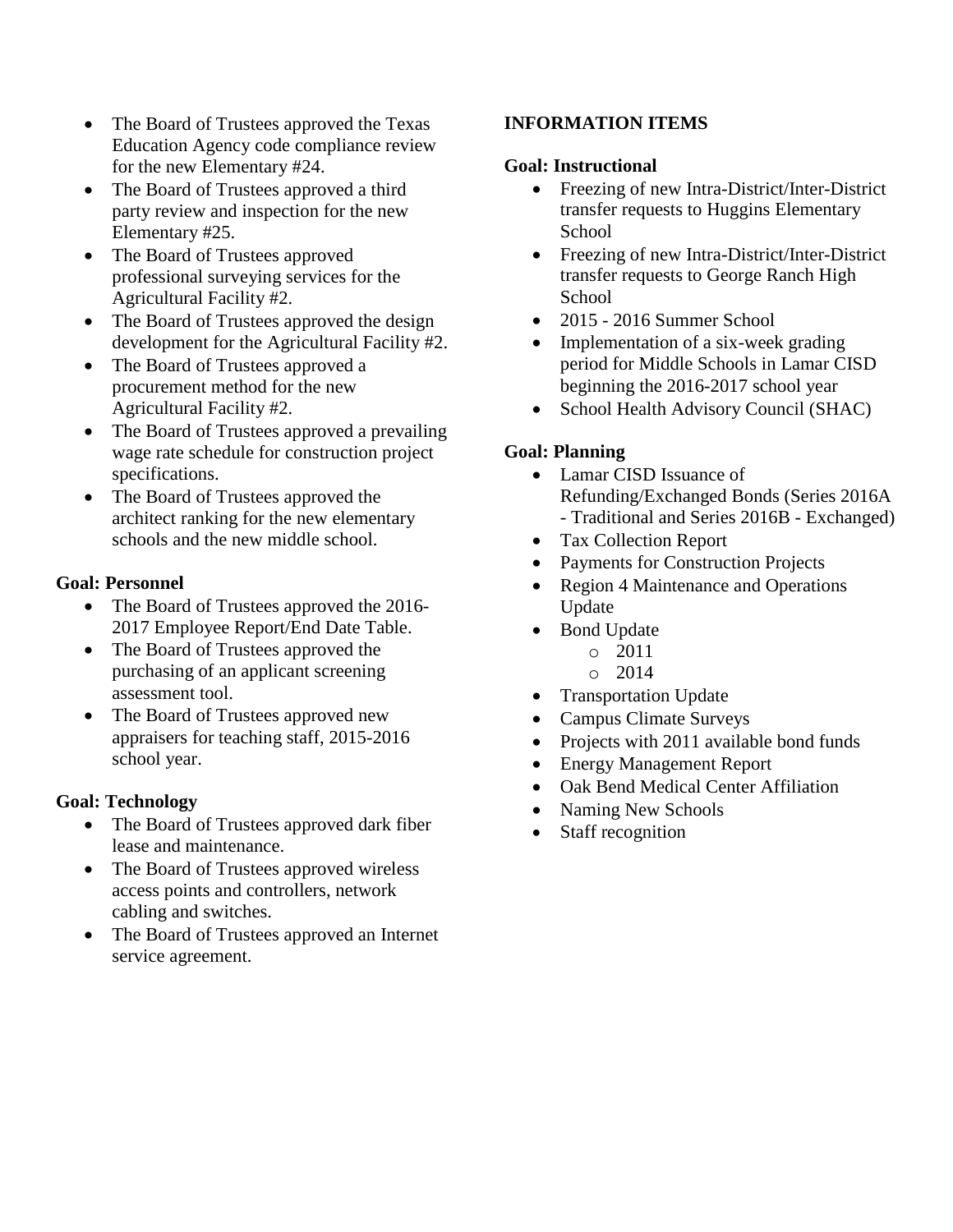- The Board of Trustees approved the Texas Education Agency code compliance review for the new Elementary #24.
- The Board of Trustees approved a third party review and inspection for the new Elementary #25.
- The Board of Trustees approved professional surveying services for the Agricultural Facility #2.
- The Board of Trustees approved the design development for the Agricultural Facility #2.
- The Board of Trustees approved a procurement method for the new Agricultural Facility #2.
- The Board of Trustees approved a prevailing wage rate schedule for construction project specifications.
- The Board of Trustees approved the architect ranking for the new elementary schools and the new middle school.

**Goal: Personnel**

- The Board of Trustees approved the 2016-2017 Employee Report/End Date Table.
- The Board of Trustees approved the purchasing of an applicant screening assessment tool.
- The Board of Trustees approved new appraisers for teaching staff, 2015-2016 school year.

**Goal: Technology**

- The Board of Trustees approved dark fiber lease and maintenance.
- The Board of Trustees approved wireless access points and controllers, network cabling and switches.
- The Board of Trustees approved an Internet service agreement.

**INFORMATION ITEMS**

**Goal: Instructional**

- Freezing of new Intra-District/Inter-District transfer requests to Huggins Elementary School
- Freezing of new Intra-District/Inter-District transfer requests to George Ranch High School
- 2015 - 2016 Summer School
- Implementation of a six-week grading period for Middle Schools in Lamar CISD beginning the 2016-2017 school year
- School Health Advisory Council (SHAC)

**Goal: Planning**

- Lamar CISD Issuance of Refunding/Exchanged Bonds (Series 2016A - Traditional and Series 2016B - Exchanged)
- Tax Collection Report
- Payments for Construction Projects
- Region 4 Maintenance and Operations Update
- Bond Update
  - 2011
  - 2014
- Transportation Update
- Campus Climate Surveys
- Projects with 2011 available bond funds
- Energy Management Report
- Oak Bend Medical Center Affiliation
- Naming New Schools
- Staff recognition